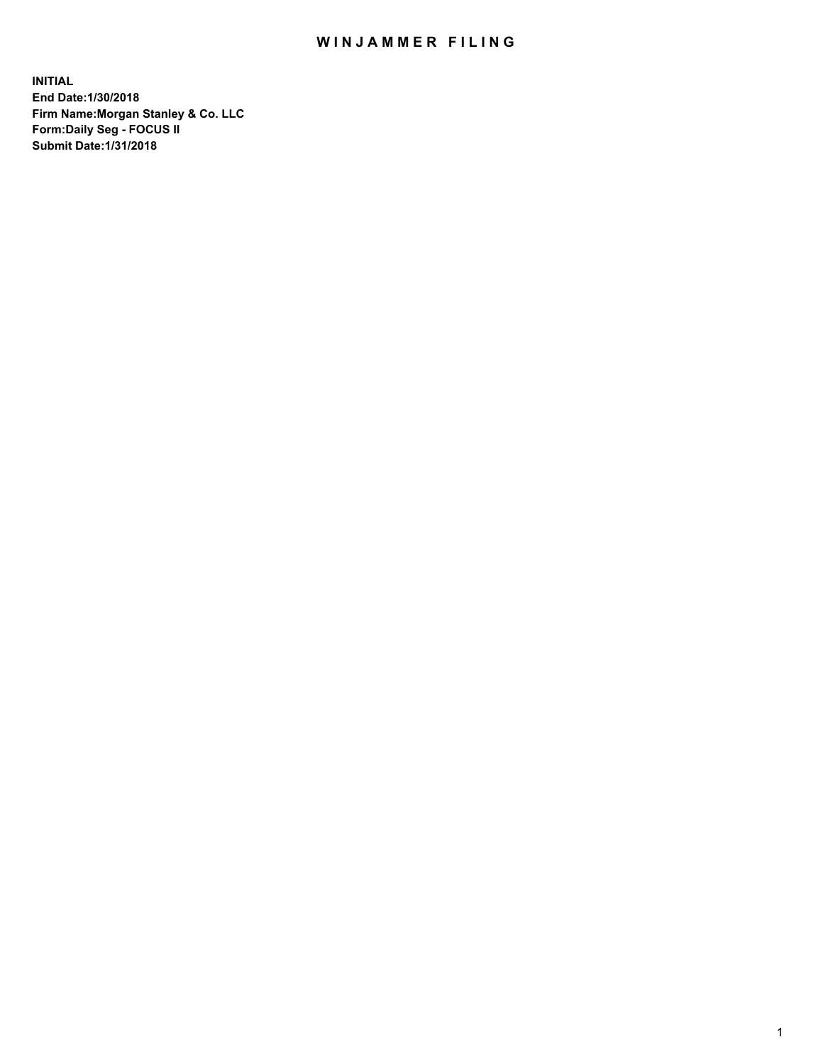# WINJAMMER FILING

**INITIAL**
**End Date:1/30/2018**
**Firm Name:Morgan Stanley & Co. LLC**
**Form:Daily Seg - FOCUS II**
**Submit Date:1/31/2018**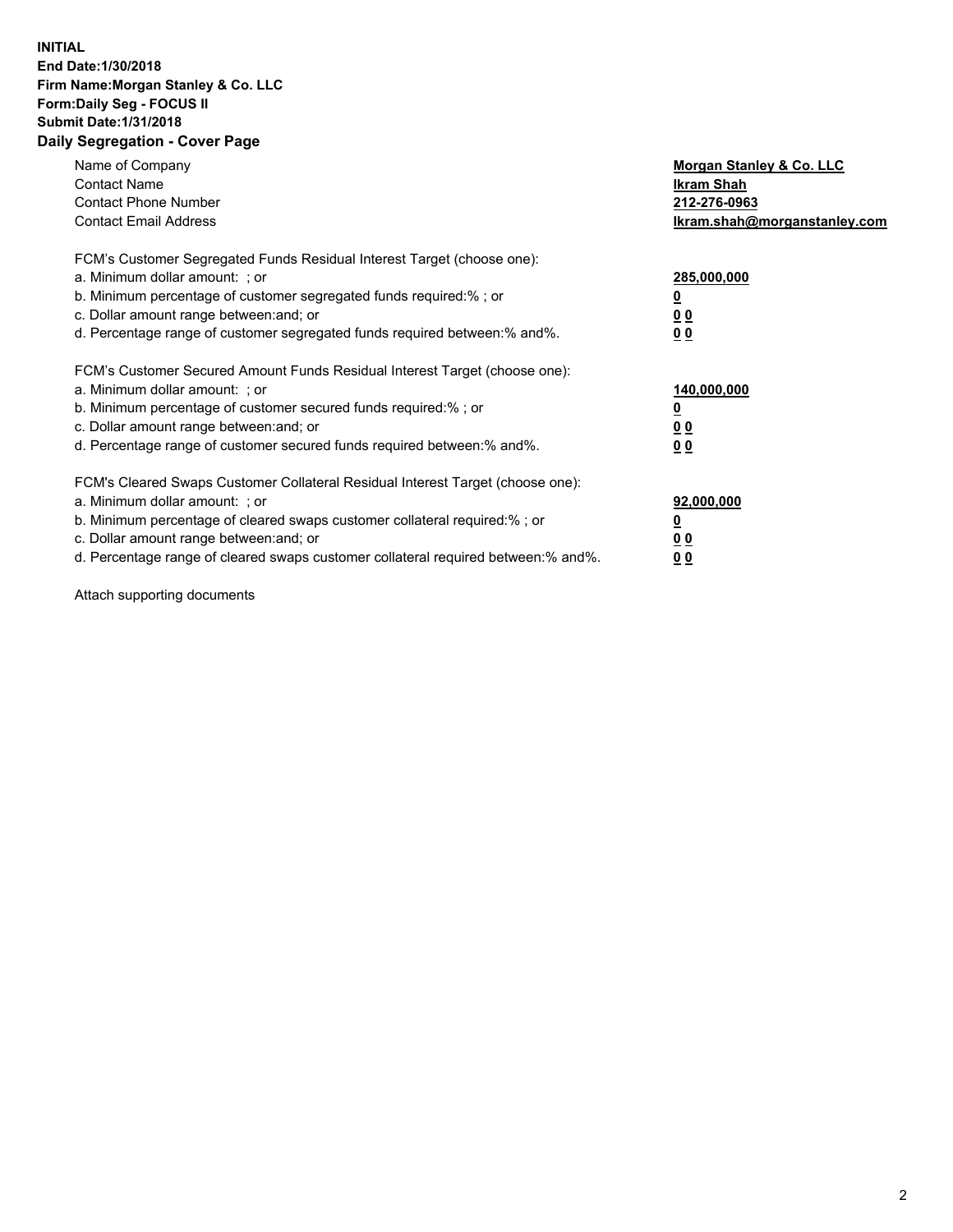**INITIAL**
**End Date:1/30/2018**
**Firm Name:Morgan Stanley & Co. LLC**
**Form:Daily Seg - FOCUS II**
**Submit Date:1/31/2018**
**Daily Segregation - Cover Page**

| | |
|---|---|
| Name of Company | **Morgan Stanley & Co. LLC** |
| Contact Name | **Ikram Shah** |
| Contact Phone Number | **212-276-0963** |
| Contact Email Address | **Ikram.shah@morganstanley.com** |

FCM's Customer Segregated Funds Residual Interest Target (choose one):

| | |
|---|---|
| a. Minimum dollar amount: ; or | **285,000,000** |
| b. Minimum percentage of customer segregated funds required:% ; or | **0** |
| c. Dollar amount range between:and; or | **0 0** |
| d. Percentage range of customer segregated funds required between:% and%. | **0 0** |

FCM's Customer Secured Amount Funds Residual Interest Target (choose one):

| | |
|---|---|
| a. Minimum dollar amount: ; or | **140,000,000** |
| b. Minimum percentage of customer secured funds required:% ; or | **0** |
| c. Dollar amount range between:and; or | **0 0** |
| d. Percentage range of customer secured funds required between:% and%. | **0 0** |

FCM's Cleared Swaps Customer Collateral Residual Interest Target (choose one):

| | |
|---|---|
| a. Minimum dollar amount: ; or | **92,000,000** |
| b. Minimum percentage of cleared swaps customer collateral required:% ; or | **0** |
| c. Dollar amount range between:and; or | **0 0** |
| d. Percentage range of cleared swaps customer collateral required between:% and%. | **0 0** |

Attach supporting documents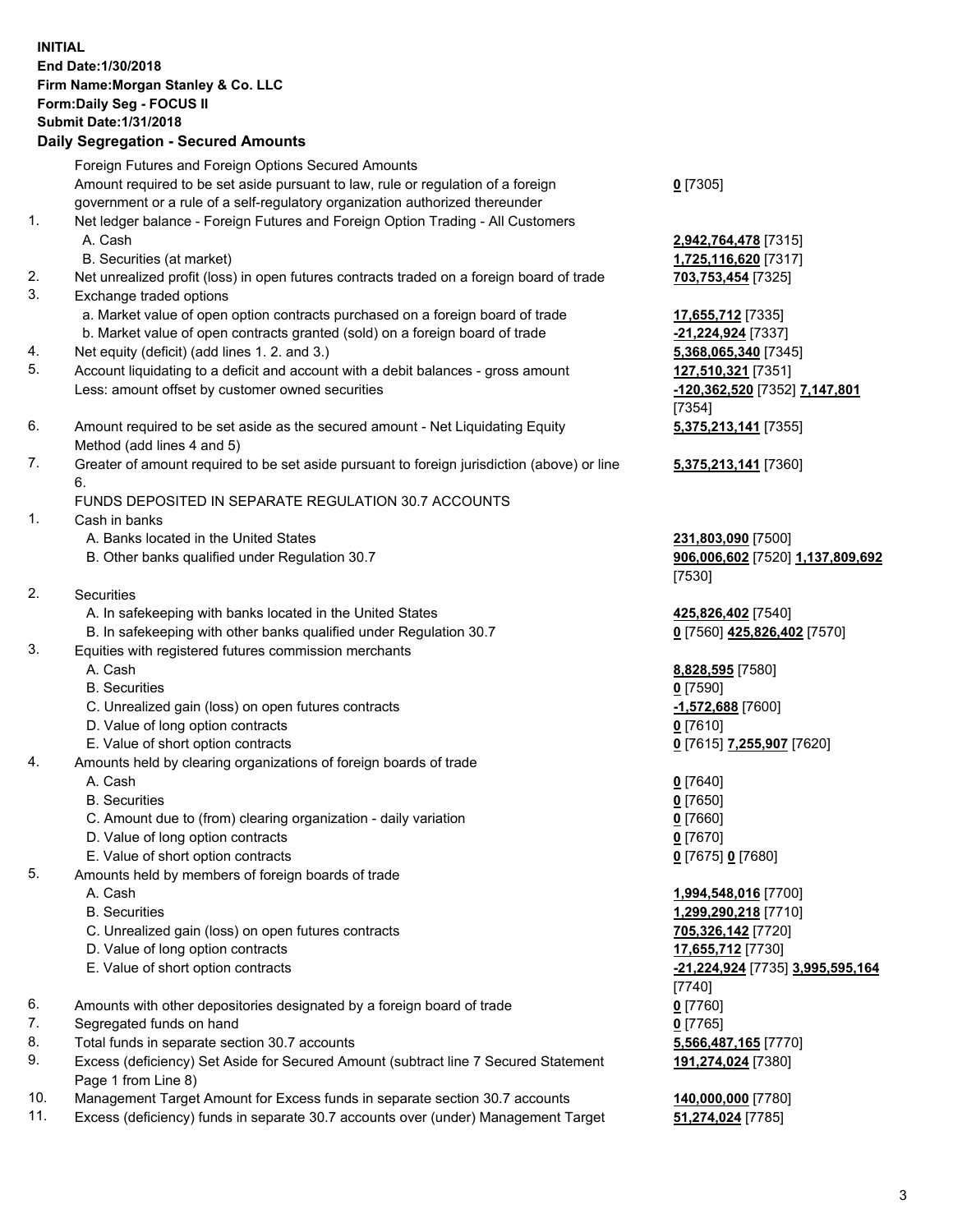**INITIAL**
**End Date:1/30/2018**
**Firm Name:Morgan Stanley & Co. LLC**
**Form:Daily Seg - FOCUS II**
**Submit Date:1/31/2018**

**Daily Segregation - Secured Amounts**

| | | |
|---|---|---|
| | Foreign Futures and Foreign Options Secured Amounts | |
| | Amount required to be set aside pursuant to law, rule or regulation of a foreign government or a rule of a self-regulatory organization authorized thereunder | **0** [7305] |
| 1. | Net ledger balance - Foreign Futures and Foreign Option Trading - All Customers | |
| | A. Cash | **2,942,764,478** [7315] |
| | B. Securities (at market) | **1,725,116,620** [7317] |
| 2. | Net unrealized profit (loss) in open futures contracts traded on a foreign board of trade | **703,753,454** [7325] |
| 3. | Exchange traded options | |
| | a. Market value of open option contracts purchased on a foreign board of trade | **17,655,712** [7335] |
| | b. Market value of open contracts granted (sold) on a foreign board of trade | **-21,224,924** [7337] |
| 4. | Net equity (deficit) (add lines 1. 2. and 3.) | **5,368,065,340** [7345] |
| 5. | Account liquidating to a deficit and account with a debit balances - gross amount | **127,510,321** [7351] |
| | Less: amount offset by customer owned securities | **-120,362,520** [7352] **7,147,801** [7354] |
| 6. | Amount required to be set aside as the secured amount - Net Liquidating Equity Method (add lines 4 and 5) | **5,375,213,141** [7355] |
| 7. | Greater of amount required to be set aside pursuant to foreign jurisdiction (above) or line 6. | **5,375,213,141** [7360] |
| | FUNDS DEPOSITED IN SEPARATE REGULATION 30.7 ACCOUNTS | |
| 1. | Cash in banks | |
| | A. Banks located in the United States | **231,803,090** [7500] |
| | B. Other banks qualified under Regulation 30.7 | **906,006,602** [7520] **1,137,809,692** [7530] |
| 2. | Securities | |
| | A. In safekeeping with banks located in the United States | **425,826,402** [7540] |
| | B. In safekeeping with other banks qualified under Regulation 30.7 | **0** [7560] **425,826,402** [7570] |
| 3. | Equities with registered futures commission merchants | |
| | A. Cash | **8,828,595** [7580] |
| | B. Securities | **0** [7590] |
| | C. Unrealized gain (loss) on open futures contracts | **-1,572,688** [7600] |
| | D. Value of long option contracts | **0** [7610] |
| | E. Value of short option contracts | **0** [7615] **7,255,907** [7620] |
| 4. | Amounts held by clearing organizations of foreign boards of trade | |
| | A. Cash | **0** [7640] |
| | B. Securities | **0** [7650] |
| | C. Amount due to (from) clearing organization - daily variation | **0** [7660] |
| | D. Value of long option contracts | **0** [7670] |
| | E. Value of short option contracts | **0** [7675] **0** [7680] |
| 5. | Amounts held by members of foreign boards of trade | |
| | A. Cash | **1,994,548,016** [7700] |
| | B. Securities | **1,299,290,218** [7710] |
| | C. Unrealized gain (loss) on open futures contracts | **705,326,142** [7720] |
| | D. Value of long option contracts | **17,655,712** [7730] |
| | E. Value of short option contracts | **-21,224,924** [7735] **3,995,595,164** [7740] |
| 6. | Amounts with other depositories designated by a foreign board of trade | **0** [7760] |
| 7. | Segregated funds on hand | **0** [7765] |
| 8. | Total funds in separate section 30.7 accounts | **5,566,487,165** [7770] |
| 9. | Excess (deficiency) Set Aside for Secured Amount (subtract line 7 Secured Statement Page 1 from Line 8) | **191,274,024** [7380] |
| 10. | Management Target Amount for Excess funds in separate section 30.7 accounts | **140,000,000** [7780] |
| 11. | Excess (deficiency) funds in separate 30.7 accounts over (under) Management Target | **51,274,024** [7785] |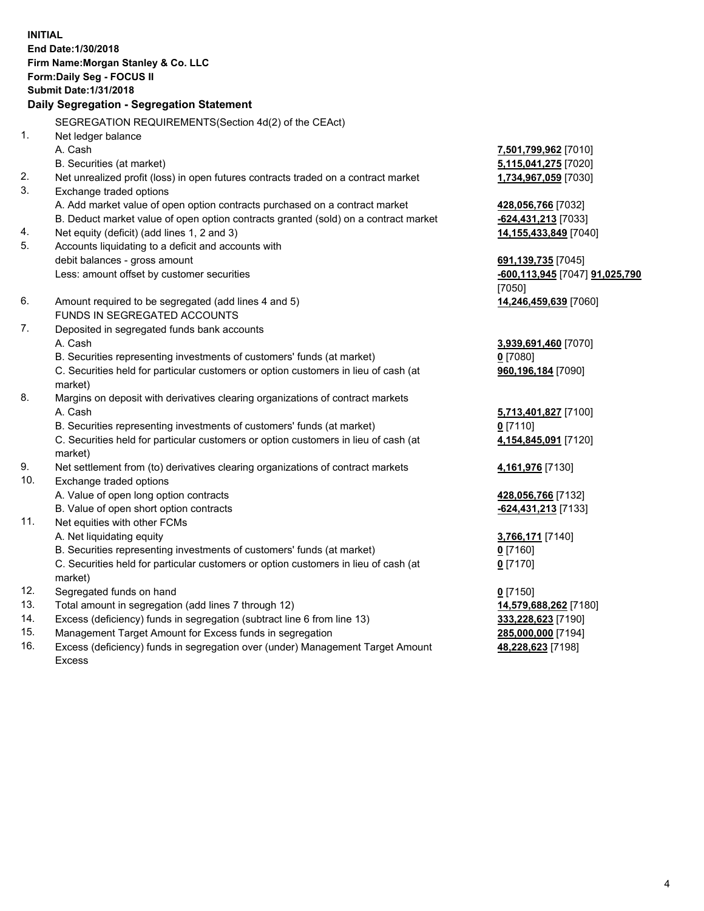**INITIAL**
**End Date:1/30/2018**
**Firm Name:Morgan Stanley & Co. LLC**
**Form:Daily Seg - FOCUS II**
**Submit Date:1/31/2018**

## Daily Segregation - Segregation Statement

SEGREGATION REQUIREMENTS(Section 4d(2) of the CEAct)

| | | |
|---|---|---|
| 1. | Net ledger balance | |
| | A. Cash | **7,501,799,962** [7010] |
| | B. Securities (at market) | **5,115,041,275** [7020] |
| 2. | Net unrealized profit (loss) in open futures contracts traded on a contract market | **1,734,967,059** [7030] |
| 3. | Exchange traded options | |
| | A. Add market value of open option contracts purchased on a contract market | **428,056,766** [7032] |
| | B. Deduct market value of open option contracts granted (sold) on a contract market | **-624,431,213** [7033] |
| 4. | Net equity (deficit) (add lines 1, 2 and 3) | **14,155,433,849** [7040] |
| 5. | Accounts liquidating to a deficit and accounts with debit balances - gross amount | **691,139,735** [7045] |
| | Less: amount offset by customer securities | **-600,113,945** [7047] **91,025,790** [7050] |
| 6. | Amount required to be segregated (add lines 4 and 5) | **14,246,459,639** [7060] |
| | FUNDS IN SEGREGATED ACCOUNTS | |
| 7. | Deposited in segregated funds bank accounts | |
| | A. Cash | **3,939,691,460** [7070] |
| | B. Securities representing investments of customers' funds (at market) | **0** [7080] |
| | C. Securities held for particular customers or option customers in lieu of cash (at market) | **960,196,184** [7090] |
| 8. | Margins on deposit with derivatives clearing organizations of contract markets | |
| | A. Cash | **5,713,401,827** [7100] |
| | B. Securities representing investments of customers' funds (at market) | **0** [7110] |
| | C. Securities held for particular customers or option customers in lieu of cash (at market) | **4,154,845,091** [7120] |
| 9. | Net settlement from (to) derivatives clearing organizations of contract markets | **4,161,976** [7130] |
| 10. | Exchange traded options | |
| | A. Value of open long option contracts | **428,056,766** [7132] |
| | B. Value of open short option contracts | **-624,431,213** [7133] |
| 11. | Net equities with other FCMs | |
| | A. Net liquidating equity | **3,766,171** [7140] |
| | B. Securities representing investments of customers' funds (at market) | **0** [7160] |
| | C. Securities held for particular customers or option customers in lieu of cash (at market) | **0** [7170] |
| 12. | Segregated funds on hand | **0** [7150] |
| 13. | Total amount in segregation (add lines 7 through 12) | **14,579,688,262** [7180] |
| 14. | Excess (deficiency) funds in segregation (subtract line 6 from line 13) | **333,228,623** [7190] |
| 15. | Management Target Amount for Excess funds in segregation | **285,000,000** [7194] |
| 16. | Excess (deficiency) funds in segregation over (under) Management Target Amount Excess | **48,228,623** [7198] |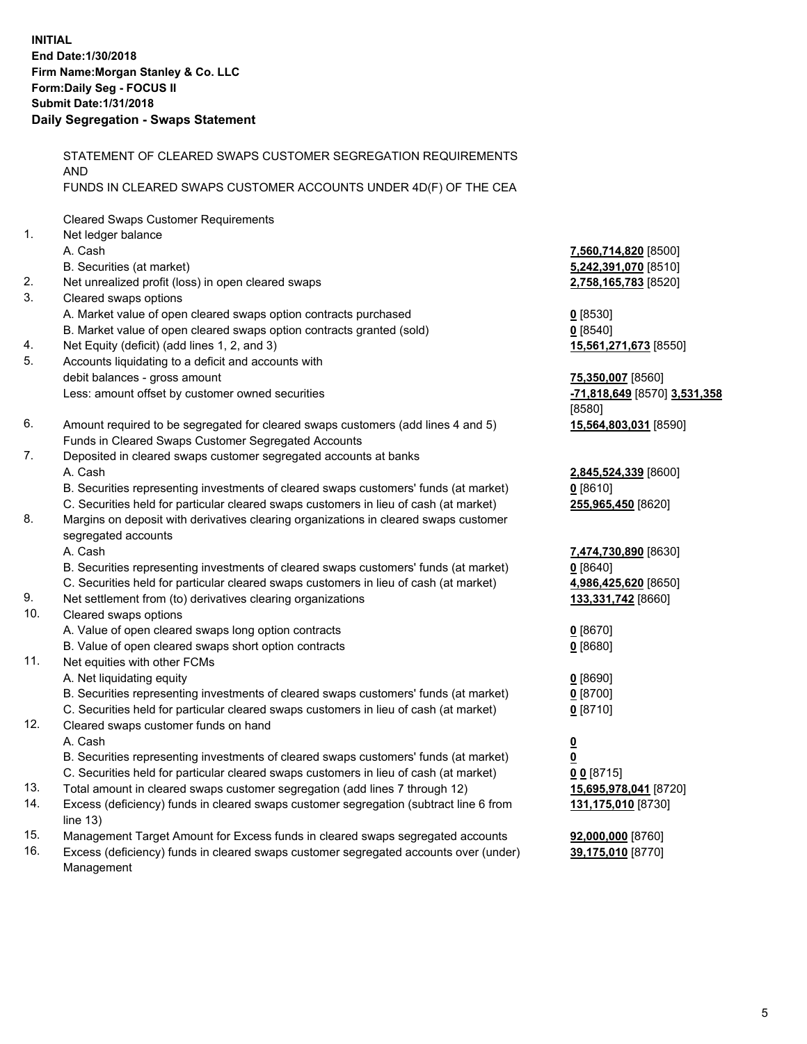**INITIAL**
**End Date:1/30/2018**
**Firm Name:Morgan Stanley & Co. LLC**
**Form:Daily Seg - FOCUS II**
**Submit Date:1/31/2018**
**Daily Segregation - Swaps Statement**

STATEMENT OF CLEARED SWAPS CUSTOMER SEGREGATION REQUIREMENTS AND FUNDS IN CLEARED SWAPS CUSTOMER ACCOUNTS UNDER 4D(F) OF THE CEA

| | | |
|---|---|---|
| | Cleared Swaps Customer Requirements | |
| 1. | Net ledger balance | |
| | A. Cash | **7,560,714,820** [8500] |
| | B. Securities (at market) | **5,242,391,070** [8510] |
| 2. | Net unrealized profit (loss) in open cleared swaps | **2,758,165,783** [8520] |
| 3. | Cleared swaps options | |
| | A. Market value of open cleared swaps option contracts purchased | **0** [8530] |
| | B. Market value of open cleared swaps option contracts granted (sold) | **0** [8540] |
| 4. | Net Equity (deficit) (add lines 1, 2, and 3) | **15,561,271,673** [8550] |
| 5. | Accounts liquidating to a deficit and accounts with debit balances - gross amount | **75,350,007** [8560] |
| | Less: amount offset by customer owned securities | **-71,818,649** [8570] **3,531,358** [8580] |
| 6. | Amount required to be segregated for cleared swaps customers (add lines 4 and 5) | **15,564,803,031** [8590] |
| | Funds in Cleared Swaps Customer Segregated Accounts | |
| 7. | Deposited in cleared swaps customer segregated accounts at banks | |
| | A. Cash | **2,845,524,339** [8600] |
| | B. Securities representing investments of cleared swaps customers' funds (at market) | **0** [8610] |
| | C. Securities held for particular cleared swaps customers in lieu of cash (at market) | **255,965,450** [8620] |
| 8. | Margins on deposit with derivatives clearing organizations in cleared swaps customer segregated accounts | |
| | A. Cash | **7,474,730,890** [8630] |
| | B. Securities representing investments of cleared swaps customers' funds (at market) | **0** [8640] |
| | C. Securities held for particular cleared swaps customers in lieu of cash (at market) | **4,986,425,620** [8650] |
| 9. | Net settlement from (to) derivatives clearing organizations | **133,331,742** [8660] |
| 10. | Cleared swaps options | |
| | A. Value of open cleared swaps long option contracts | **0** [8670] |
| | B. Value of open cleared swaps short option contracts | **0** [8680] |
| 11. | Net equities with other FCMs | |
| | A. Net liquidating equity | **0** [8690] |
| | B. Securities representing investments of cleared swaps customers' funds (at market) | **0** [8700] |
| | C. Securities held for particular cleared swaps customers in lieu of cash (at market) | **0** [8710] |
| 12. | Cleared swaps customer funds on hand | |
| | A. Cash | **0** |
| | B. Securities representing investments of cleared swaps customers' funds (at market) | **0** |
| | C. Securities held for particular cleared swaps customers in lieu of cash (at market) | **0** **0** [8715] |
| 13. | Total amount in cleared swaps customer segregation (add lines 7 through 12) | **15,695,978,041** [8720] |
| 14. | Excess (deficiency) funds in cleared swaps customer segregation (subtract line 6 from line 13) | **131,175,010** [8730] |
| 15. | Management Target Amount for Excess funds in cleared swaps segregated accounts | **92,000,000** [8760] |
| 16. | Excess (deficiency) funds in cleared swaps customer segregated accounts over (under) Management | **39,175,010** [8770] |